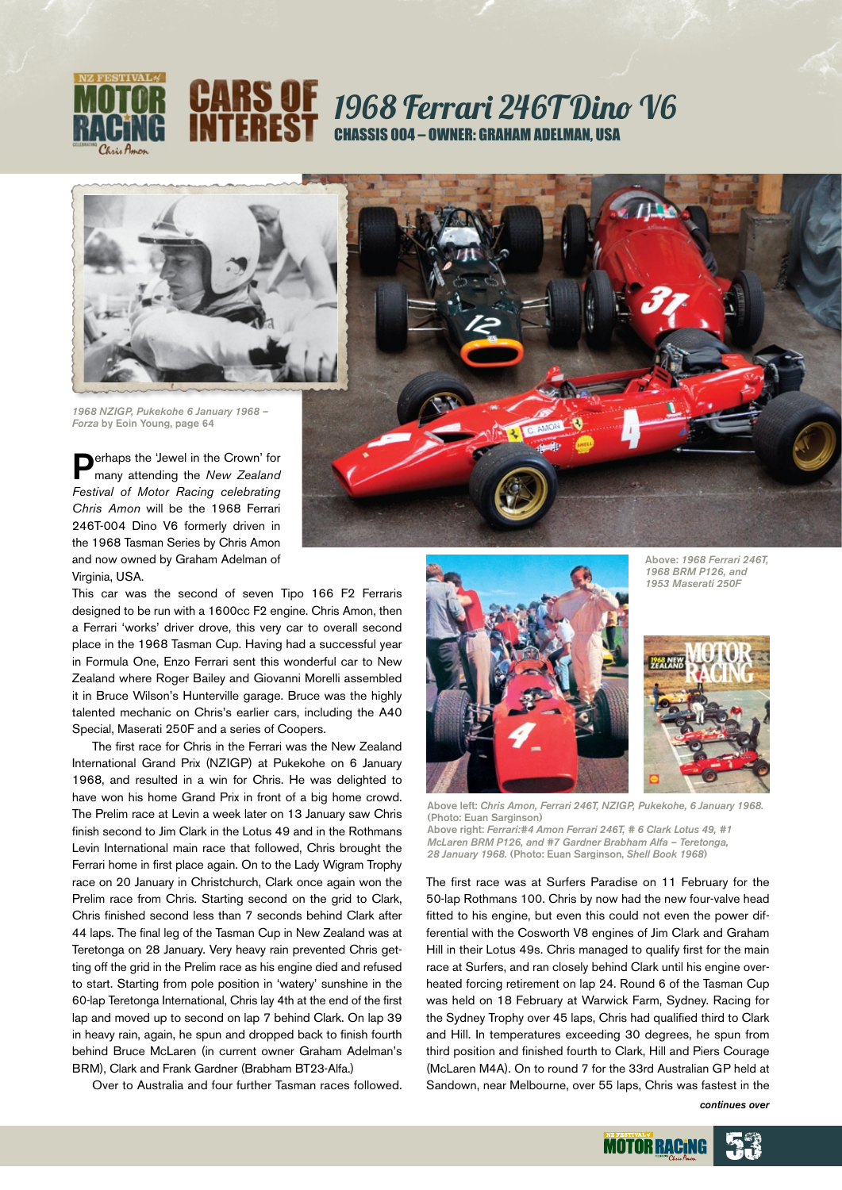# CARS OF INTEREST

## 1968 Ferrari 246T Dino V6

### CHASSIS 004 – OWNER: GRAHAM ADELMAN, USA

*1968 NZIGP, Pukekohe 6 January 1968 – Forza* by Eoin Young, page 64

Perhaps the 'Jewel in the Crown' for many attending the *New Zealand Festival of Motor Racing celebrating Chris Amon* will be the 1968 Ferrari 246T-004 Dino V6 formerly driven in the 1968 Tasman Series by Chris Amon and now owned by Graham Adelman of Virginia, USA.

This car was the second of seven Tipo 166 F2 Ferraris designed to be run with a 1600cc F2 engine. Chris Amon, then a Ferrari 'works' driver drove, this very car to overall second place in the 1968 Tasman Cup. Having had a successful year in Formula One, Enzo Ferrari sent this wonderful car to New Zealand where Roger Bailey and Giovanni Morelli assembled it in Bruce Wilson's Hunterville garage. Bruce was the highly talented mechanic on Chris's earlier cars, including the A40 Special, Maserati 250F and a series of Coopers.

The first race for Chris in the Ferrari was the New Zealand International Grand Prix (NZIGP) at Pukekohe on 6 January 1968, and resulted in a win for Chris. He was delighted to have won his home Grand Prix in front of a big home crowd. The Prelim race at Levin a week later on 13 January saw Chris finish second to Jim Clark in the Lotus 49 and in the Rothmans Levin International main race that followed, Chris brought the Ferrari home in first place again. On to the Lady Wigram Trophy race on 20 January in Christchurch, Clark once again won the Prelim race from Chris. Starting second on the grid to Clark, Chris finished second less than 7 seconds behind Clark after 44 laps. The final leg of the Tasman Cup in New Zealand was at Teretonga on 28 January. Very heavy rain prevented Chris getting off the grid in the Prelim race as his engine died and refused to start. Starting from pole position in 'watery' sunshine in the 60-lap Teretonga International, Chris lay 4th at the end of the first lap and moved up to second on lap 7 behind Clark. On lap 39 in heavy rain, again, he spun and dropped back to finish fourth behind Bruce McLaren (in current owner Graham Adelman's BRM), Clark and Frank Gardner (Brabham BT23-Alfa.)

Over to Australia and four further Tasman races followed.

Above: *1968 Ferrari 246T, 1968 BRM P126, and 1953 Maserati 250F*

Above left: *Chris Amon, Ferrari 246T, NZIGP, Pukekohe, 6 January 1968.* (Photo: Euan Sarginson)
Above right: *Ferrari:#4 Amon Ferrari 246T, # 6 Clark Lotus 49, #1 McLaren BRM P126, and #7 Gardner Brabham Alfa – Teretonga, 28 January 1968.* (Photo: Euan Sarginson, *Shell Book 1968*)

The first race was at Surfers Paradise on 11 February for the 50-lap Rothmans 100. Chris by now had the new four-valve head fitted to his engine, but even this could not even the power differential with the Cosworth V8 engines of Jim Clark and Graham Hill in their Lotus 49s. Chris managed to qualify first for the main race at Surfers, and ran closely behind Clark until his engine overheated forcing retirement on lap 24. Round 6 of the Tasman Cup was held on 18 February at Warwick Farm, Sydney. Racing for the Sydney Trophy over 45 laps, Chris had qualified third to Clark and Hill. In temperatures exceeding 30 degrees, he spun from third position and finished fourth to Clark, Hill and Piers Courage (McLaren M4A). On to round 7 for the 33rd Australian GP held at Sandown, near Melbourne, over 55 laps, Chris was fastest in the

***continues over***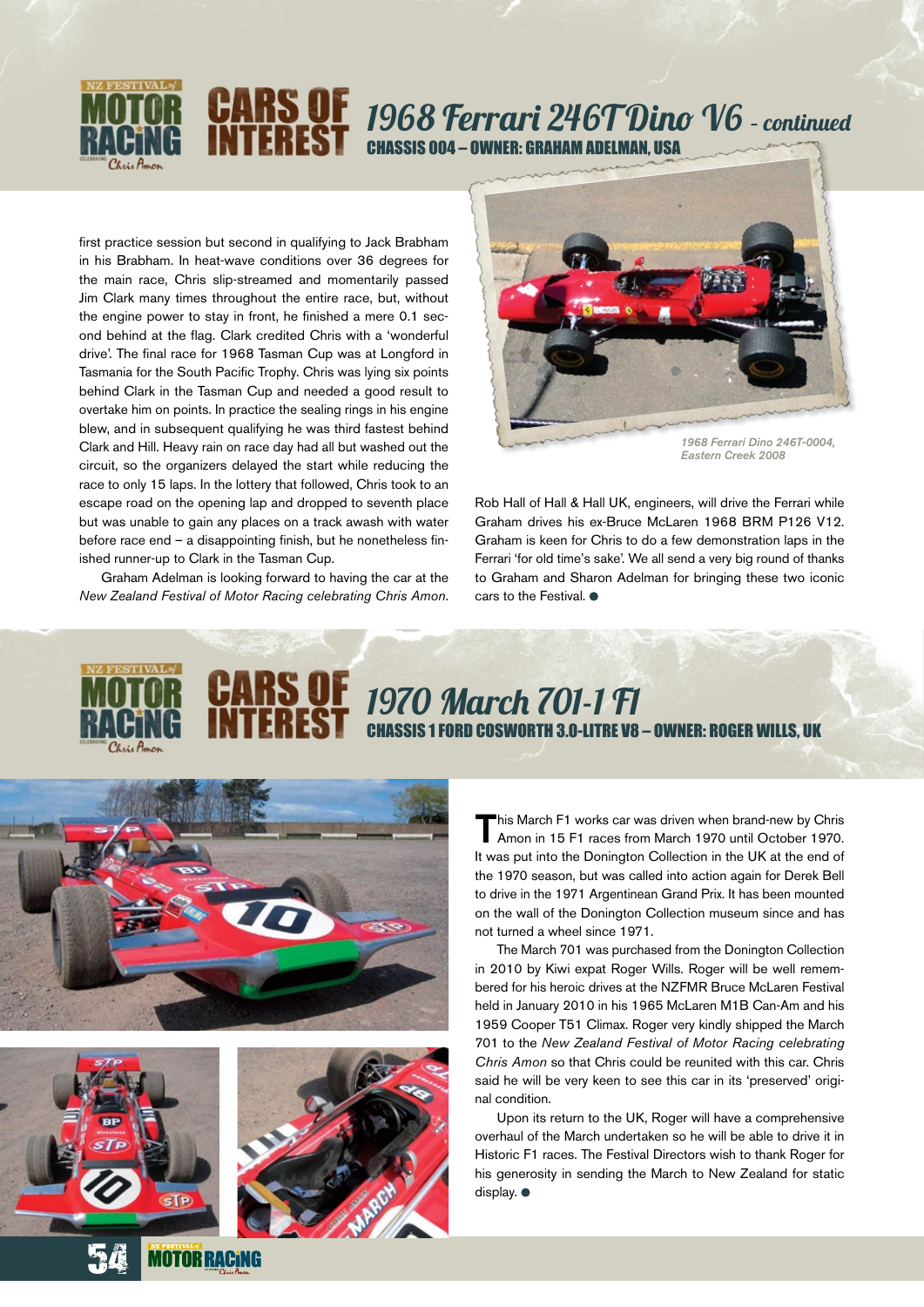# CARS OF INTEREST — 1968 Ferrari 246T Dino V6 - continued

## CHASSIS 004 – OWNER: GRAHAM ADELMAN, USA

first practice session but second in qualifying to Jack Brabham in his Brabham. In heat-wave conditions over 36 degrees for the main race, Chris slip-streamed and momentarily passed Jim Clark many times throughout the entire race, but, without the engine power to stay in front, he finished a mere 0.1 second behind at the flag. Clark credited Chris with a 'wonderful drive'. The final race for 1968 Tasman Cup was at Longford in Tasmania for the South Pacific Trophy. Chris was lying six points behind Clark in the Tasman Cup and needed a good result to overtake him on points. In practice the sealing rings in his engine blew, and in subsequent qualifying he was third fastest behind Clark and Hill. Heavy rain on race day had all but washed out the circuit, so the organizers delayed the start while reducing the race to only 15 laps. In the lottery that followed, Chris took to an escape road on the opening lap and dropped to seventh place but was unable to gain any places on a track awash with water before race end – a disappointing finish, but he nonetheless finished runner-up to Clark in the Tasman Cup.

Graham Adelman is looking forward to having the car at the *New Zealand Festival of Motor Racing celebrating Chris Amon*.

*1968 Ferrari Dino 246T-0004, Eastern Creek 2008*

Rob Hall of Hall & Hall UK, engineers, will drive the Ferrari while Graham drives his ex-Bruce McLaren 1968 BRM P126 V12. Graham is keen for Chris to do a few demonstration laps in the Ferrari 'for old time's sake'. We all send a very big round of thanks to Graham and Sharon Adelman for bringing these two iconic cars to the Festival. ●

# CARS OF INTEREST — 1970 March 701-1 F1

## CHASSIS 1 FORD COSWORTH 3.0-LITRE V8 – OWNER: ROGER WILLS, UK

This March F1 works car was driven when brand-new by Chris Amon in 15 F1 races from March 1970 until October 1970. It was put into the Donington Collection in the UK at the end of the 1970 season, but was called into action again for Derek Bell to drive in the 1971 Argentinean Grand Prix. It has been mounted on the wall of the Donington Collection museum since and has not turned a wheel since 1971.

The March 701 was purchased from the Donington Collection in 2010 by Kiwi expat Roger Wills. Roger will be well remembered for his heroic drives at the NZFMR Bruce McLaren Festival held in January 2010 in his 1965 McLaren M1B Can-Am and his 1959 Cooper T51 Climax. Roger very kindly shipped the March 701 to the *New Zealand Festival of Motor Racing celebrating Chris Amon* so that Chris could be reunited with this car. Chris said he will be very keen to see this car in its 'preserved' original condition.

Upon its return to the UK, Roger will have a comprehensive overhaul of the March undertaken so he will be able to drive it in Historic F1 races. The Festival Directors wish to thank Roger for his generosity in sending the March to New Zealand for static display. ●